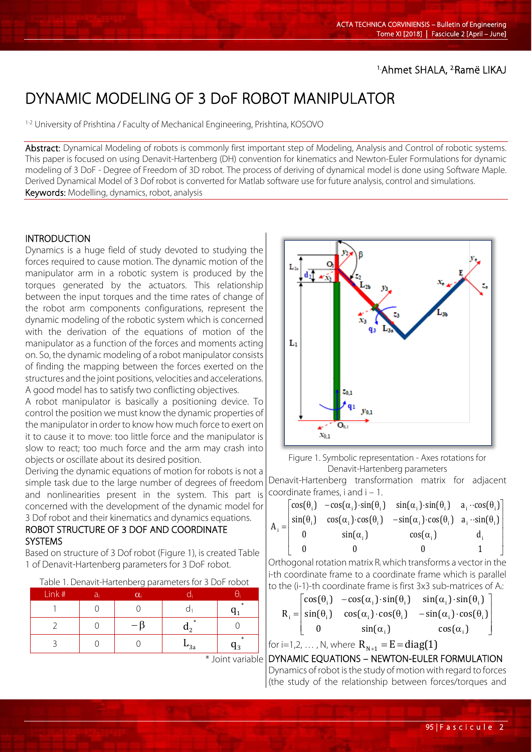[1.]Ahmet SHALA, [2.]Ramë LIKAJ

# DYNAMIC MODELING OF 3 DoF ROBOT MANIPULATOR

[1-2] University of Prishtina / Faculty of Mechanical Engineering, Prishtina, KOSOVO

**Abstract:** Dynamical Modeling of robots is commonly first important step of Modeling, Analysis and Control of robotic systems. This paper is focused on using Denavit-Hartenberg (DH) convention for kinematics and Newton-Euler Formulations for dynamic modeling of 3 DoF - Degree of Freedom of 3D robot. The process of deriving of dynamical model is done using Software Maple. Derived Dynamical Model of 3 Dof robot is converted for Matlab software use for future analysis, control and simulations.

**Keywords:** Modelling, dynamics, robot, analysis

## INTRODUCTION

Dynamics is a huge field of study devoted to studying the forces required to cause motion. The dynamic motion of the manipulator arm in a robotic system is produced by the torques generated by the actuators. This relationship between the input torques and the time rates of change of the robot arm components configurations, represent the dynamic modeling of the robotic system which is concerned with the derivation of the equations of motion of the manipulator as a function of the forces and moments acting on. So, the dynamic modeling of a robot manipulator consists of finding the mapping between the forces exerted on the structures and the joint positions, velocities and accelerations. A good model has to satisfy two conflicting objectives.

A robot manipulator is basically a positioning device. To control the position we must know the dynamic properties of the manipulator in order to know how much force to exert on it to cause it to move: too little force and the manipulator is slow to react; too much force and the arm may crash into objects or oscillate about its desired position.

Deriving the dynamic equations of motion for robots is not a simple task due to the large number of degrees of freedom and nonlinearities present in the system. This part is concerned with the development of the dynamic model for 3 Dof robot and their kinematics and dynamics equations.

## ROBOT STRUCTURE OF 3 DOF AND COORDINATE SYSTEMS

Based on structure of 3 Dof robot (Figure 1), is created Table 1 of Denavit-Hartenberg parameters for 3 DoF robot.

Table 1. Denavit-Hartenberg parameters for 3 DoF robot

| Link # | $a_i$ | $\alpha_i$ | $d_i$ | $\theta_i$ |
|---|---|---|---|---|
| 1 | 0 | 0 | $d_1$ | $q_1^*$ |
| 2 | 0 | $-\beta$ | $d_2^*$ | 0 |
| 3 | 0 | 0 | $L_{3a}$ | $q_3^*$ |

\* Joint variable

Figure 1. Symbolic representation - Axes rotations for Denavit-Hartenberg parameters

Denavit-Hartenberg transformation matrix for adjacent coordinate frames, i and i – 1.

$$A_i = \begin{bmatrix} \cos(\theta_i) & -\cos(\alpha_i)\cdot\sin(\theta_i) & \sin(\alpha_i)\cdot\sin(\theta_i) & a_i\cdot\cos(\theta_i) \\ \sin(\theta_i) & \cos(\alpha_i)\cdot\cos(\theta_i) & -\sin(\alpha_i)\cdot\cos(\theta_i) & a_i\cdot\sin(\theta_i) \\ 0 & \sin(\alpha_i) & \cos(\alpha_i) & d_i \\ 0 & 0 & 0 & 1 \end{bmatrix}$$

Orthogonal rotation matrix $R_i$ which transforms a vector in the i-th coordinate frame to a coordinate frame which is parallel to the (i-1)-th coordinate frame is first 3x3 sub-matrices of $A_i$:

$$R_i = \begin{bmatrix} \cos(\theta_i) & -\cos(\alpha_i)\cdot\sin(\theta_i) & \sin(\alpha_i)\cdot\sin(\theta_i) \\ \sin(\theta_i) & \cos(\alpha_i)\cdot\cos(\theta_i) & -\sin(\alpha_i)\cdot\cos(\theta_i) \\ 0 & \sin(\alpha_i) & \cos(\alpha_i) \end{bmatrix}$$

for i=1,2, … , N, where $R_{N+1} = E = \mathrm{diag}(1)$

## DYNAMIC EQUATIONS – NEWTON-EULER FORMULATION

Dynamics of robot is the study of motion with regard to forces (the study of the relationship between forces/torques and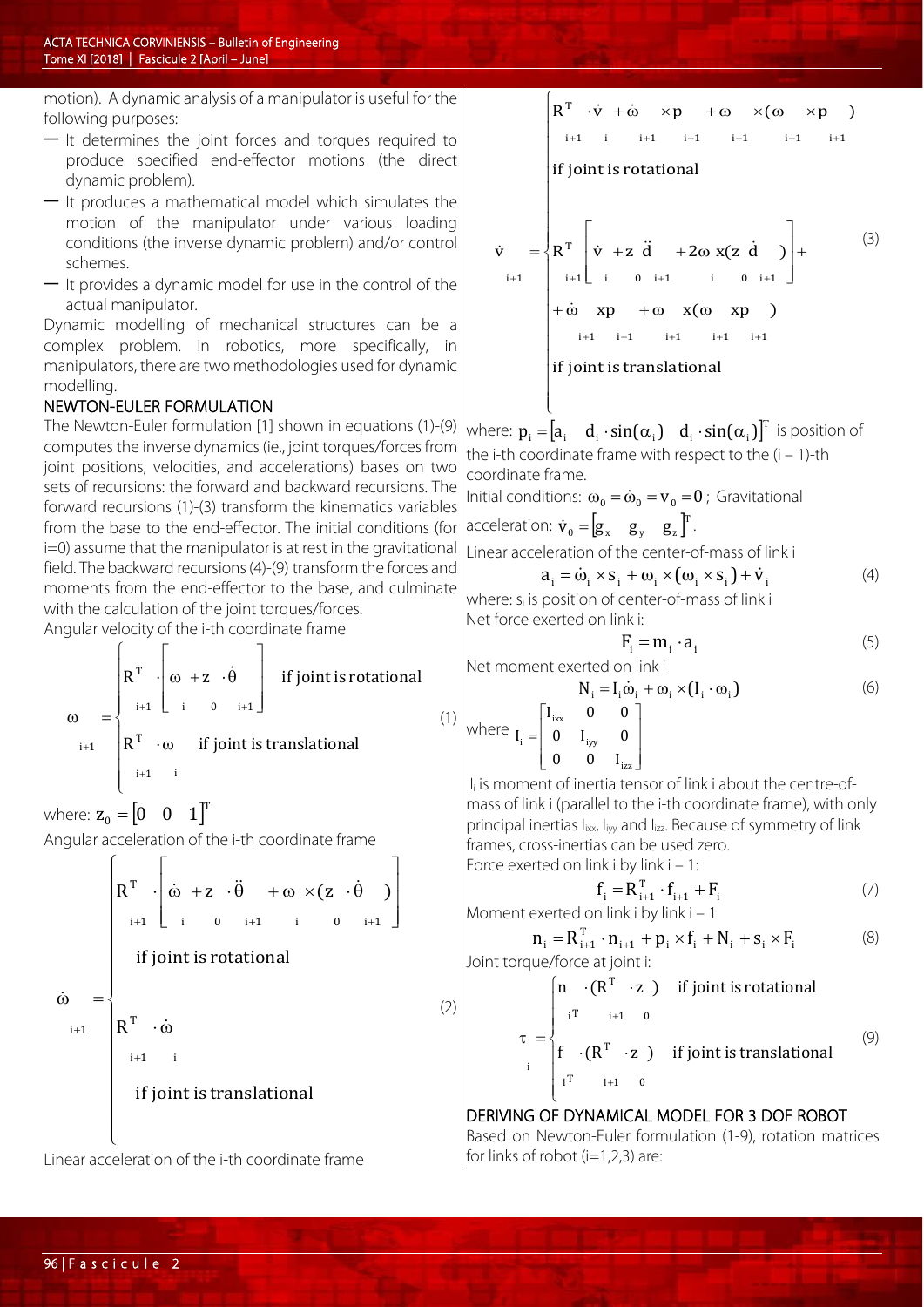motion). A dynamic analysis of a manipulator is useful for the following purposes:

- It determines the joint forces and torques required to produce specified end-effector motions (the direct dynamic problem).
- It produces a mathematical model which simulates the motion of the manipulator under various loading conditions (the inverse dynamic problem) and/or control schemes.
- It provides a dynamic model for use in the control of the actual manipulator.

Dynamic modelling of mechanical structures can be a complex problem. In robotics, more specifically, in manipulators, there are two methodologies used for dynamic modelling.

## NEWTON-EULER FORMULATION

The Newton-Euler formulation [1] shown in equations (1)-(9) computes the inverse dynamics (ie., joint torques/forces from joint positions, velocities, and accelerations) bases on two sets of recursions: the forward and backward recursions. The forward recursions (1)-(3) transform the kinematics variables from the base to the end-effector. The initial conditions (for i=0) assume that the manipulator is at rest in the gravitational field. The backward recursions (4)-(9) transform the forces and moments from the end-effector to the base, and culminate with the calculation of the joint torques/forces.

Angular velocity of the i-th coordinate frame

$$\omega_{i+1} = \begin{cases} R^T_{i+1} \cdot \left[ \omega_i + z_0 \cdot \dot{\theta}_{i+1} \right] & \text{if joint is rotational} \\ R^T_{i+1} \cdot \omega_i & \text{if joint is translational} \end{cases} \quad (1)$$

where: $z_0 = \begin{bmatrix} 0 & 0 & 1 \end{bmatrix}^T$

Angular acceleration of the i-th coordinate frame

$$\dot{\omega}_{i+1} = \begin{cases} R^T_{i+1} \cdot \left[ \dot{\omega}_i + z_0 \cdot \ddot{\theta}_{i+1} + \omega_i \times (z_0 \cdot \dot{\theta}_{i+1}) \right] & \text{if joint is rotational} \\ R^T_{i+1} \cdot \dot{\omega}_i & \text{if joint is translational} \end{cases} \quad (2)$$

Linear acceleration of the i-th coordinate frame

$$\dot{v}_{i+1} = \begin{cases} R^T_{i+1} \cdot \dot{v}_i + \dot{\omega}_{i+1} \times p_{i+1} + \omega_{i+1} \times (\omega_{i+1} \times p_{i+1}) \\ \text{if joint is rotational} \\ R^T_{i+1} \left[ \dot{v}_i + z_0 \ddot{d}_{i+1} + 2\omega_i x (z_0 \dot{d}_{i+1}) \right] + \\ + \dot{\omega}_{i+1} x p_{i+1} + \omega_{i+1} x (\omega_{i+1} x p_{i+1}) \\ \text{if joint is translational} \end{cases} \quad (3)$$

where: $p_i = \begin{bmatrix} a_i & d_i \cdot \sin(\alpha_i) & d_i \cdot \sin(\alpha_i) \end{bmatrix}^T$ is position of the i-th coordinate frame with respect to the (i – 1)-th coordinate frame.

Initial conditions: $\omega_0 = \dot{\omega}_0 = v_0 = 0$; Gravitational acceleration: $\dot{v}_0 = \begin{bmatrix} g_x & g_y & g_z \end{bmatrix}^T$.

Linear acceleration of the center-of-mass of link i

$$a_i = \dot{\omega}_i \times s_i + \omega_i \times (\omega_i \times s_i) + \dot{v}_i \quad (4)$$

where: $s_i$ is position of center-of-mass of link i

Net force exerted on link i:

$$F_i = m_i \cdot a_i \quad (5)$$

Net moment exerted on link i

$$N_i = I_i \dot{\omega}_i + \omega_i \times (I_i \cdot \omega_i) \quad (6)$$

where $I_i = \begin{bmatrix} I_{ixx} & 0 & 0 \\ 0 & I_{iyy} & 0 \\ 0 & 0 & I_{izz} \end{bmatrix}$

$I_i$ is moment of inertia tensor of link i about the centre-of-mass of link i (parallel to the i-th coordinate frame), with only principal inertias $I_{ixx}$, $I_{iyy}$ and $I_{izz}$. Because of symmetry of link frames, cross-inertias can be used zero.

Force exerted on link i by link i – 1:

$$f_i = R^T_{i+1} \cdot f_{i+1} + F_i \quad (7)$$

Moment exerted on link i by link i – 1

$$n_i = R^T_{i+1} \cdot n_{i+1} + p_i \times f_i + N_i + s_i \times F_i \quad (8)$$

Joint torque/force at joint i:

$$\tau_i = \begin{cases} n_i^T \cdot (R^T_{i+1} \cdot z_0) & \text{if joint is rotational} \\ f_i^T \cdot (R^T_{i+1} \cdot z_0) & \text{if joint is translational} \end{cases} \quad (9)$$

## DERIVING OF DYNAMICAL MODEL FOR 3 DOF ROBOT

Based on Newton-Euler formulation (1-9), rotation matrices for links of robot (i=1,2,3) are: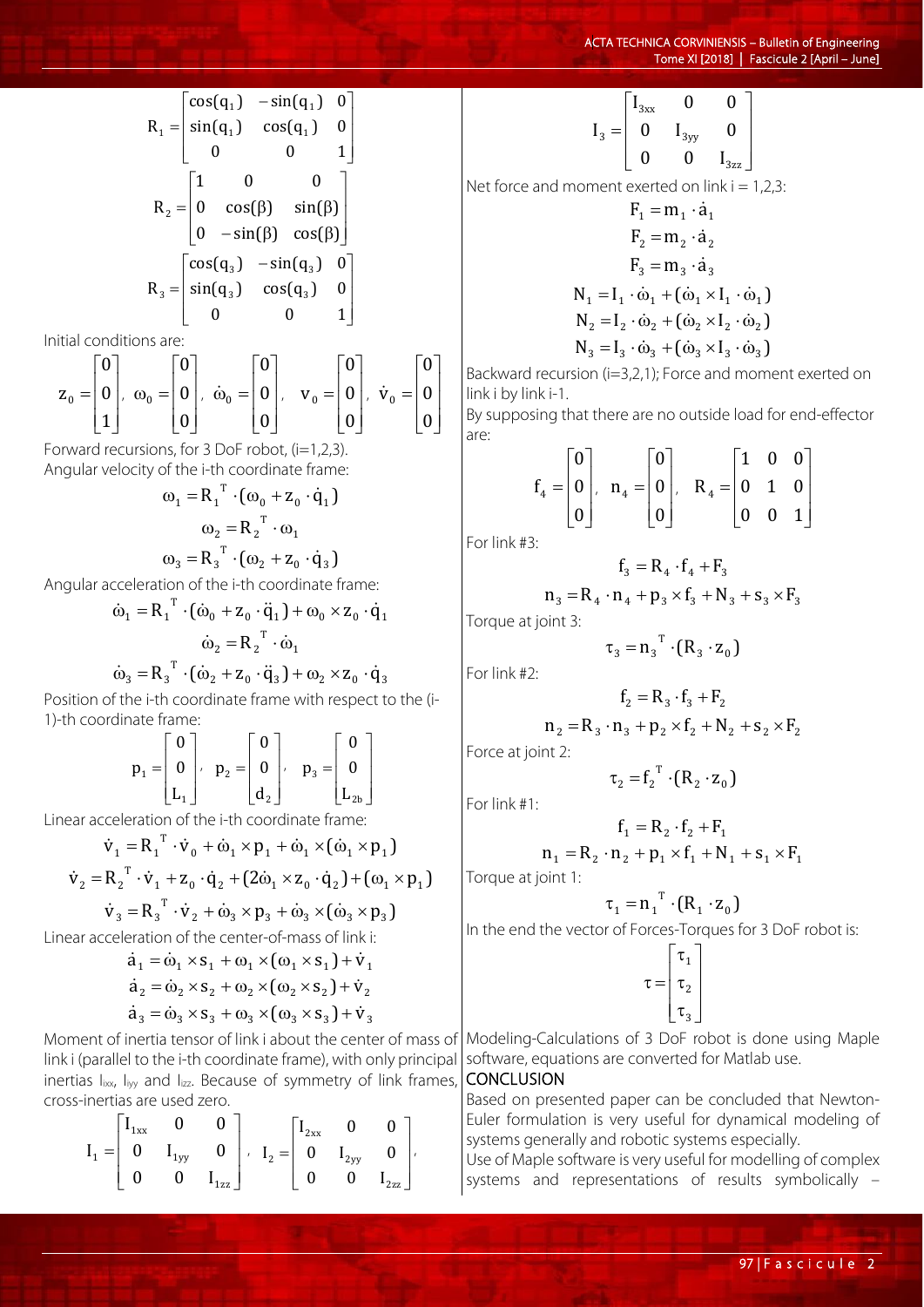$$R_1 = \begin{bmatrix} \cos(q_1) & -\sin(q_1) & 0 \\ \sin(q_1) & \cos(q_1) & 0 \\ 0 & 0 & 1 \end{bmatrix}$$

$$R_2 = \begin{bmatrix} 1 & 0 & 0 \\ 0 & \cos(\beta) & \sin(\beta) \\ 0 & -\sin(\beta) & \cos(\beta) \end{bmatrix}$$

$$R_3 = \begin{bmatrix} \cos(q_3) & -\sin(q_3) & 0 \\ \sin(q_3) & \cos(q_3) & 0 \\ 0 & 0 & 1 \end{bmatrix}$$

Initial conditions are:

$$z_0 = \begin{bmatrix} 0 \\ 0 \\ 1 \end{bmatrix}, \ \omega_0 = \begin{bmatrix} 0 \\ 0 \\ 0 \end{bmatrix}, \ \dot{\omega}_0 = \begin{bmatrix} 0 \\ 0 \\ 0 \end{bmatrix}, \ \ v_0 = \begin{bmatrix} 0 \\ 0 \\ 0 \end{bmatrix}, \ \dot{v}_0 = \begin{bmatrix} 0 \\ 0 \\ 0 \end{bmatrix}$$

Forward recursions, for 3 DoF robot, (i=1,2,3).

Angular velocity of the i-th coordinate frame:

$$\omega_1 = R_1^{\ T} \cdot (\omega_0 + z_0 \cdot \dot{q}_1)$$

$$\omega_2 = R_2^{\ T} \cdot \omega_1$$

$$\omega_3 = R_3^{\ T} \cdot (\omega_2 + z_0 \cdot \dot{q}_3)$$

Angular acceleration of the i-th coordinate frame:

$$\dot{\omega}_1 = R_1^{\ T} \cdot (\dot{\omega}_0 + z_0 \cdot \ddot{q}_1) + \omega_0 \times z_0 \cdot \dot{q}_1$$

$$\dot{\omega}_2 = R_2^{\ T} \cdot \dot{\omega}_1$$

$$\dot{\omega}_3 = R_3^{\ T} \cdot (\dot{\omega}_2 + z_0 \cdot \ddot{q}_3) + \omega_2 \times z_0 \cdot \dot{q}_3$$

Position of the i-th coordinate frame with respect to the (i-1)-th coordinate frame:

$$p_1 = \begin{bmatrix} 0 \\ 0 \\ L_1 \end{bmatrix}, \ \ p_2 = \begin{bmatrix} 0 \\ 0 \\ d_2 \end{bmatrix}, \ \ p_3 = \begin{bmatrix} 0 \\ 0 \\ L_{2b} \end{bmatrix}$$

Linear acceleration of the i-th coordinate frame:

$$\dot{v}_1 = R_1^{\ T} \cdot \dot{v}_0 + \dot{\omega}_1 \times p_1 + \dot{\omega}_1 \times (\dot{\omega}_1 \times p_1)$$

$$\dot{v}_2 = R_2^{\ T} \cdot \dot{v}_1 + z_0 \cdot \dot{q}_2 + (2\dot{\omega}_1 \times z_0 \cdot \dot{q}_2) + (\omega_1 \times p_1)$$

$$\dot{v}_3 = R_3^{\ T} \cdot \dot{v}_2 + \dot{\omega}_3 \times p_3 + \dot{\omega}_3 \times (\dot{\omega}_3 \times p_3)$$

Linear acceleration of the center-of-mass of link i:

$$\dot{a}_1 = \dot{\omega}_1 \times s_1 + \omega_1 \times (\omega_1 \times s_1) + \dot{v}_1$$

$$\dot{a}_2 = \dot{\omega}_2 \times s_2 + \omega_2 \times (\omega_2 \times s_2) + \dot{v}_2$$

$$\dot{a}_3 = \dot{\omega}_3 \times s_3 + \omega_3 \times (\omega_3 \times s_3) + \dot{v}_3$$

Moment of inertia tensor of link i about the center of mass of link i (parallel to the i-th coordinate frame), with only principal inertias $I_{ixx}$, $I_{iyy}$ and $I_{izz}$. Because of symmetry of link frames, cross-inertias are used zero.

$$I_1 = \begin{bmatrix} I_{1xx} & 0 & 0 \\ 0 & I_{1yy} & 0 \\ 0 & 0 & I_{1zz} \end{bmatrix}, \ \ I_2 = \begin{bmatrix} I_{2xx} & 0 & 0 \\ 0 & I_{2yy} & 0 \\ 0 & 0 & I_{2zz} \end{bmatrix},$$

$$I_3 = \begin{bmatrix} I_{3xx} & 0 & 0 \\ 0 & I_{3yy} & 0 \\ 0 & 0 & I_{3zz} \end{bmatrix}$$

Net force and moment exerted on link i = 1,2,3:

$$F_1 = m_1 \cdot \dot{a}_1$$

$$F_2 = m_2 \cdot \dot{a}_2$$

$$F_3 = m_3 \cdot \dot{a}_3$$

$$N_1 = I_1 \cdot \dot{\omega}_1 + (\dot{\omega}_1 \times I_1 \cdot \dot{\omega}_1)$$

$$N_2 = I_2 \cdot \dot{\omega}_2 + (\dot{\omega}_2 \times I_2 \cdot \dot{\omega}_2)$$

$$N_3 = I_3 \cdot \dot{\omega}_3 + (\dot{\omega}_3 \times I_3 \cdot \dot{\omega}_3)$$

Backward recursion (i=3,2,1); Force and moment exerted on link i by link i-1.

By supposing that there are no outside load for end-effector are:

$$f_4 = \begin{bmatrix} 0 \\ 0 \\ 0 \end{bmatrix}, \ \ n_4 = \begin{bmatrix} 0 \\ 0 \\ 0 \end{bmatrix}, \ \ R_4 = \begin{bmatrix} 1 & 0 & 0 \\ 0 & 1 & 0 \\ 0 & 0 & 1 \end{bmatrix}$$

For link #3:

$$f_3 = R_4 \cdot f_4 + F_3$$

$$n_3 = R_4 \cdot n_4 + p_3 \times f_3 + N_3 + s_3 \times F_3$$

Torque at joint 3:

$$\tau_3 = n_3^{\ T} \cdot (R_3 \cdot z_0)$$

For link #2:

$$f_2 = R_3 \cdot f_3 + F_2$$

$$n_2 = R_3 \cdot n_3 + p_2 \times f_2 + N_2 + s_2 \times F_2$$

Force at joint 2:

$$\tau_2 = f_2^{\ T} \cdot (R_2 \cdot z_0)$$

For link #1:

$$f_1 = R_2 \cdot f_2 + F_1$$

$$n_1 = R_2 \cdot n_2 + p_1 \times f_1 + N_1 + s_1 \times F_1$$

Torque at joint 1:

$$\tau_1 = n_1^{\ T} \cdot (R_1 \cdot z_0)$$

In the end the vector of Forces-Torques for 3 DoF robot is:

$$\tau = \begin{bmatrix} \tau_1 \\ \tau_2 \\ \tau_3 \end{bmatrix}$$

Modeling-Calculations of 3 DoF robot is done using Maple software, equations are converted for Matlab use.

## CONCLUSION

Based on presented paper can be concluded that Newton-Euler formulation is very useful for dynamical modeling of systems generally and robotic systems especially.

Use of Maple software is very useful for modelling of complex systems and representations of results symbolically –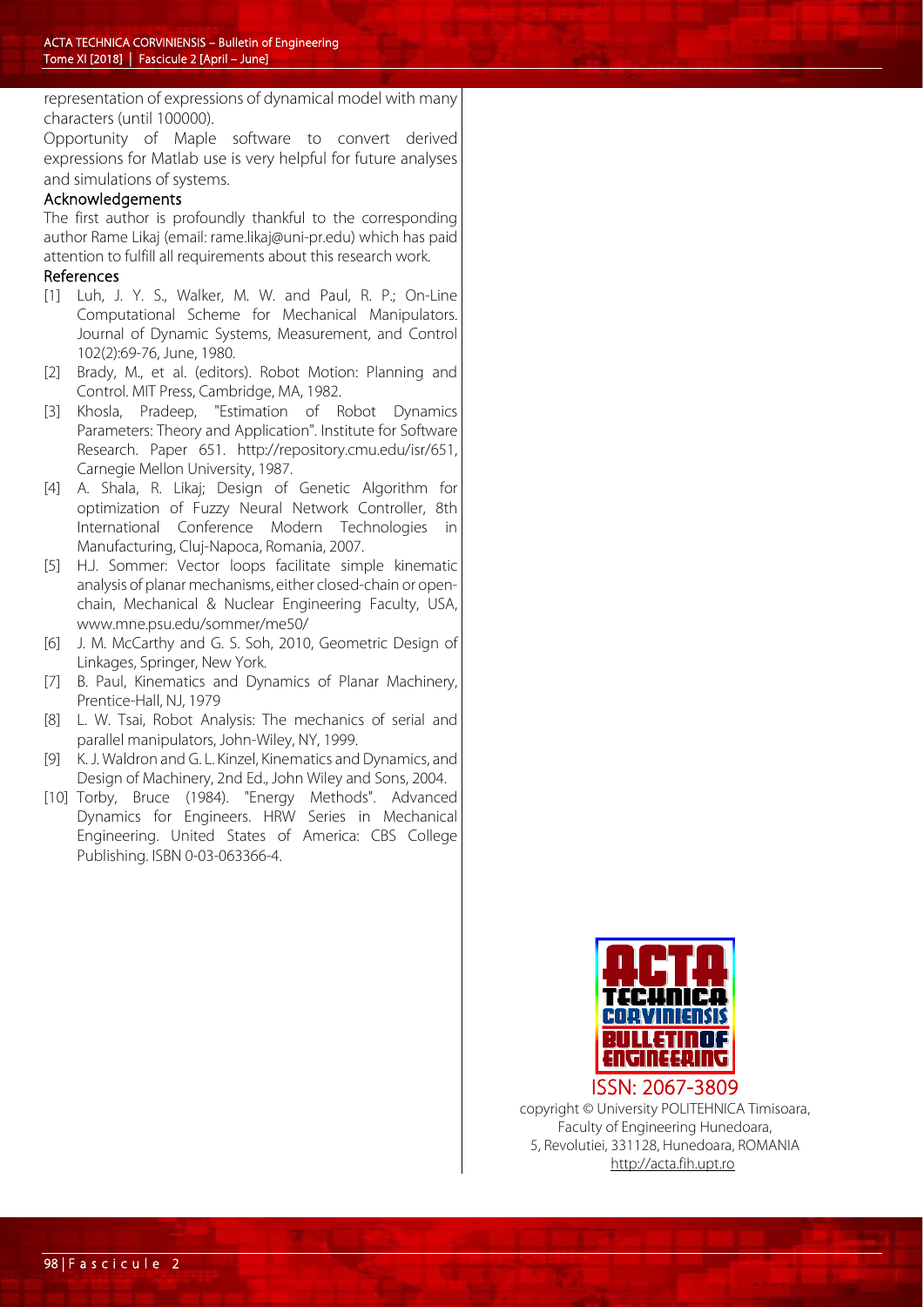representation of expressions of dynamical model with many characters (until 100000).

Opportunity of Maple software to convert derived expressions for Matlab use is very helpful for future analyses and simulations of systems.

## Acknowledgements

The first author is profoundly thankful to the corresponding author Rame Likaj (email: rame.likaj@uni-pr.edu) which has paid attention to fulfill all requirements about this research work.

## References

[1] Luh, J. Y. S., Walker, M. W. and Paul, R. P.; On-Line Computational Scheme for Mechanical Manipulators. Journal of Dynamic Systems, Measurement, and Control 102(2):69-76, June, 1980.

[2] Brady, M., et al. (editors). Robot Motion: Planning and Control. MIT Press, Cambridge, MA, 1982.

[3] Khosla, Pradeep, "Estimation of Robot Dynamics Parameters: Theory and Application". Institute for Software Research. Paper 651. http://repository.cmu.edu/isr/651, Carnegie Mellon University, 1987.

[4] A. Shala, R. Likaj; Design of Genetic Algorithm for optimization of Fuzzy Neural Network Controller, 8th International Conference Modern Technologies in Manufacturing, Cluj-Napoca, Romania, 2007.

[5] H.J. Sommer: Vector loops facilitate simple kinematic analysis of planar mechanisms, either closed-chain or open-chain, Mechanical & Nuclear Engineering Faculty, USA, www.mne.psu.edu/sommer/me50/

[6] J. M. McCarthy and G. S. Soh, 2010, Geometric Design of Linkages, Springer, New York.

[7] B. Paul, Kinematics and Dynamics of Planar Machinery, Prentice-Hall, NJ, 1979

[8] L. W. Tsai, Robot Analysis: The mechanics of serial and parallel manipulators, John-Wiley, NY, 1999.

[9] K. J. Waldron and G. L. Kinzel, Kinematics and Dynamics, and Design of Machinery, 2nd Ed., John Wiley and Sons, 2004.

[10] Torby, Bruce (1984). "Energy Methods". Advanced Dynamics for Engineers. HRW Series in Mechanical Engineering. United States of America: CBS College Publishing. ISBN 0-03-063366-4.

ISSN: 2067-3809

copyright © University POLITEHNICA Timisoara, Faculty of Engineering Hunedoara, 5, Revolutiei, 331128, Hunedoara, ROMANIA http://acta.fih.upt.ro